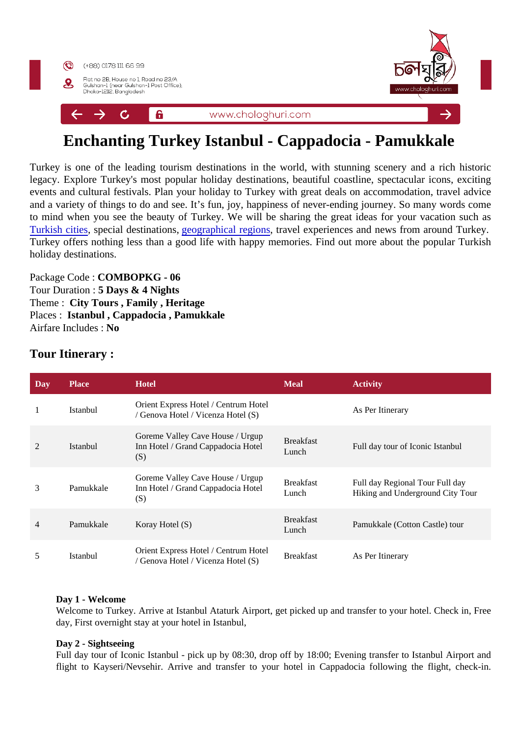(+88) 0178 111 66 99

Flat no 2B, House no 1, Road no 23/A Gulshan-1 (near Gulshan-1 Post Office), Dhaka-1212, Bangladesh

www.cholloghuri.com

# Enchanting Turkey Istanbul - Cappadocia - Pamukkale

Turkey is one of the leading tourism destinations in the world, with stunning scenery and a rich historic legacy. Explore Turkey's most popular holiday destinations, beautiful coastline, spectacular icons, exciting events and cultural festivals. Plan your holiday to Turkey with great deals on accommodation, travel advice and a variety of things to do and see. It's fun, joy, happiness of never-ending journey. So many words come to mind when you see the beauty of Turkey. We will be sharing the great ideas for your vacation such as Turkish cities, special destinations, geographical regions, travel experiences and news from around Turkey. Turkey offers nothing less than a good life with happy memories. Find out more about the popular Turkish holiday destinations.

Package Code : **COMBOPKG - 06**
Tour Duration : **5 Days & 4 Nights**
Theme : **City Tours , Family , Heritage**
Places : **Istanbul , Cappadocia , Pamukkale**
Airfare Includes : **No**

## Tour Itinerary :

| Day | Place | Hotel | Meal | Activity |
|---|---|---|---|---|
| 1 | Istanbul | Orient Express Hotel / Centrum Hotel / Genova Hotel / Vicenza Hotel (S) | | As Per Itinerary |
| 2 | Istanbul | Goreme Valley Cave House / Urgup Inn Hotel / Grand Cappadocia Hotel (S) | Breakfast Lunch | Full day tour of Iconic Istanbul |
| 3 | Pamukkale | Goreme Valley Cave House / Urgup Inn Hotel / Grand Cappadocia Hotel (S) | Breakfast Lunch | Full day Regional Tour Full day Hiking and Underground City Tour |
| 4 | Pamukkale | Koray Hotel (S) | Breakfast Lunch | Pamukkale (Cotton Castle) tour |
| 5 | Istanbul | Orient Express Hotel / Centrum Hotel / Genova Hotel / Vicenza Hotel (S) | Breakfast | As Per Itinerary |

**Day 1 - Welcome**
Welcome to Turkey. Arrive at Istanbul Ataturk Airport, get picked up and transfer to your hotel. Check in, Free day, First overnight stay at your hotel in Istanbul,

**Day 2 - Sightseeing**
Full day tour of Iconic Istanbul - pick up by 08:30, drop off by 18:00; Evening transfer to Istanbul Airport and flight to Kayseri/Nevsehir. Arrive and transfer to your hotel in Cappadocia following the flight, check-in.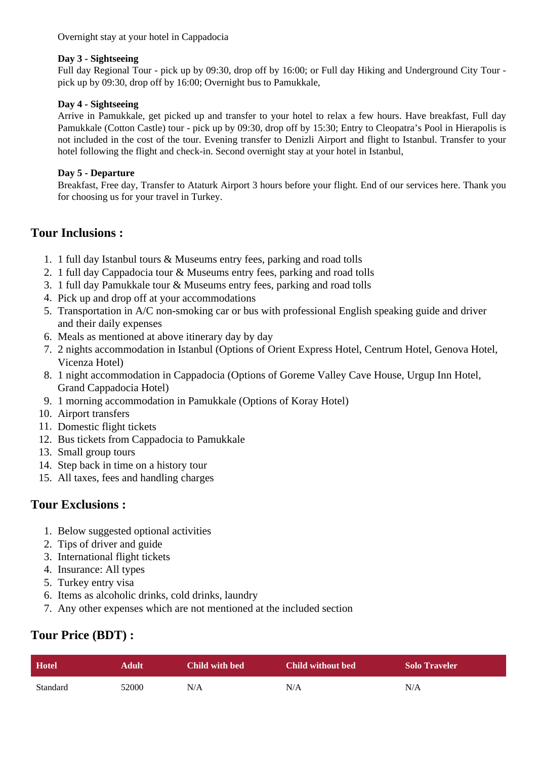Overnight stay at your hotel in Cappadocia

**Day 3 - Sightseeing**
Full day Regional Tour - pick up by 09:30, drop off by 16:00; or Full day Hiking and Underground City Tour - pick up by 09:30, drop off by 16:00; Overnight bus to Pamukkale,

**Day 4 - Sightseeing**
Arrive in Pamukkale, get picked up and transfer to your hotel to relax a few hours. Have breakfast, Full day Pamukkale (Cotton Castle) tour - pick up by 09:30, drop off by 15:30; Entry to Cleopatra's Pool in Hierapolis is not included in the cost of the tour. Evening transfer to Denizli Airport and flight to Istanbul. Transfer to your hotel following the flight and check-in. Second overnight stay at your hotel in Istanbul,

**Day 5 - Departure**
Breakfast, Free day, Transfer to Ataturk Airport 3 hours before your flight. End of our services here. Thank you for choosing us for your travel in Turkey.

## Tour Inclusions :

1. 1 full day Istanbul tours & Museums entry fees, parking and road tolls
2. 1 full day Cappadocia tour & Museums entry fees, parking and road tolls
3. 1 full day Pamukkale tour & Museums entry fees, parking and road tolls
4. Pick up and drop off at your accommodations
5. Transportation in A/C non-smoking car or bus with professional English speaking guide and driver and their daily expenses
6. Meals as mentioned at above itinerary day by day
7. 2 nights accommodation in Istanbul (Options of Orient Express Hotel, Centrum Hotel, Genova Hotel, Vicenza Hotel)
8. 1 night accommodation in Cappadocia (Options of Goreme Valley Cave House, Urgup Inn Hotel, Grand Cappadocia Hotel)
9. 1 morning accommodation in Pamukkale (Options of Koray Hotel)
10. Airport transfers
11. Domestic flight tickets
12. Bus tickets from Cappadocia to Pamukkale
13. Small group tours
14. Step back in time on a history tour
15. All taxes, fees and handling charges

## Tour Exclusions :

1. Below suggested optional activities
2. Tips of driver and guide
3. International flight tickets
4. Insurance: All types
5. Turkey entry visa
6. Items as alcoholic drinks, cold drinks, laundry
7. Any other expenses which are not mentioned at the included section

## Tour Price (BDT) :

| Hotel | Adult | Child with bed | Child without bed | Solo Traveler |
|---|---|---|---|---|
| Standard | 52000 | N/A | N/A | N/A |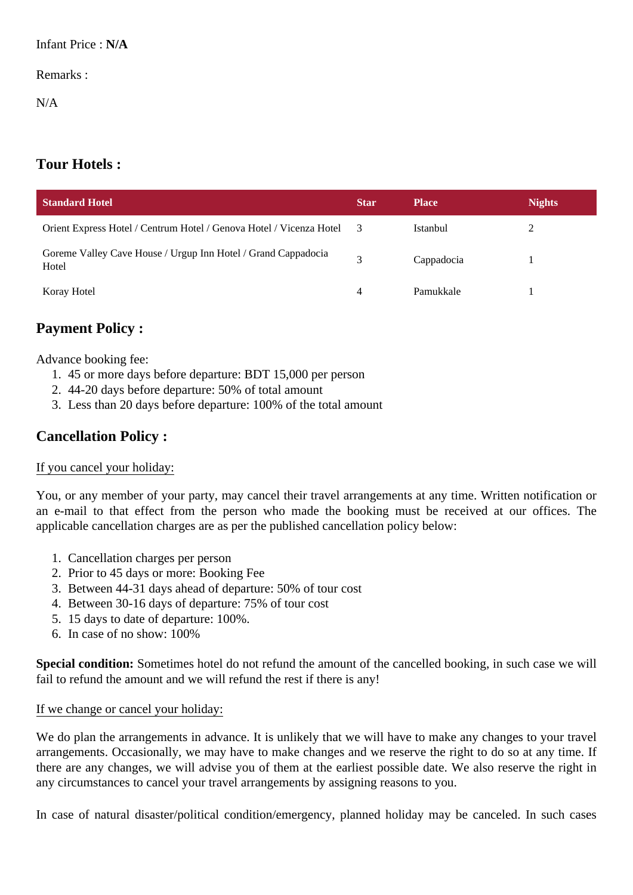Infant Price : **N/A**

Remarks :

N/A

## Tour Hotels :

| Standard Hotel | Star | Place | Nights |
| --- | --- | --- | --- |
| Orient Express Hotel / Centrum Hotel / Genova Hotel / Vicenza Hotel | 3 | Istanbul | 2 |
| Goreme Valley Cave House / Urgup Inn Hotel / Grand Cappadocia Hotel | 3 | Cappadocia | 1 |
| Koray Hotel | 4 | Pamukkale | 1 |

## Payment Policy :

Advance booking fee:

1. 45 or more days before departure: BDT 15,000 per person
2. 44-20 days before departure: 50% of total amount
3. Less than 20 days before departure: 100% of the total amount

## Cancellation Policy :

<u>If you cancel your holiday:</u>

You, or any member of your party, may cancel their travel arrangements at any time. Written notification or an e-mail to that effect from the person who made the booking must be received at our offices. The applicable cancellation charges are as per the published cancellation policy below:

1. Cancellation charges per person
2. Prior to 45 days or more: Booking Fee
3. Between 44-31 days ahead of departure: 50% of tour cost
4. Between 30-16 days of departure: 75% of tour cost
5. 15 days to date of departure: 100%.
6. In case of no show: 100%

**Special condition:** Sometimes hotel do not refund the amount of the cancelled booking, in such case we will fail to refund the amount and we will refund the rest if there is any!

<u>If we change or cancel your holiday:</u>

We do plan the arrangements in advance. It is unlikely that we will have to make any changes to your travel arrangements. Occasionally, we may have to make changes and we reserve the right to do so at any time. If there are any changes, we will advise you of them at the earliest possible date. We also reserve the right in any circumstances to cancel your travel arrangements by assigning reasons to you.

In case of natural disaster/political condition/emergency, planned holiday may be canceled. In such cases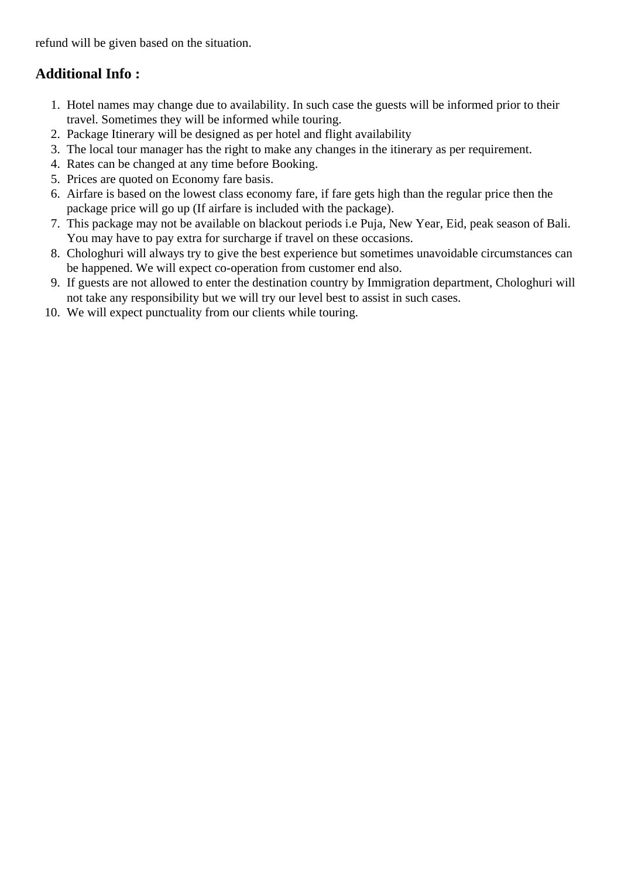refund will be given based on the situation.

## Additional Info :

1. Hotel names may change due to availability. In such case the guests will be informed prior to their travel. Sometimes they will be informed while touring.
2. Package Itinerary will be designed as per hotel and flight availability
3. The local tour manager has the right to make any changes in the itinerary as per requirement.
4. Rates can be changed at any time before Booking.
5. Prices are quoted on Economy fare basis.
6. Airfare is based on the lowest class economy fare, if fare gets high than the regular price then the package price will go up (If airfare is included with the package).
7. This package may not be available on blackout periods i.e Puja, New Year, Eid, peak season of Bali. You may have to pay extra for surcharge if travel on these occasions.
8. Chologhuri will always try to give the best experience but sometimes unavoidable circumstances can be happened. We will expect co-operation from customer end also.
9. If guests are not allowed to enter the destination country by Immigration department, Chologhuri will not take any responsibility but we will try our level best to assist in such cases.
10. We will expect punctuality from our clients while touring.